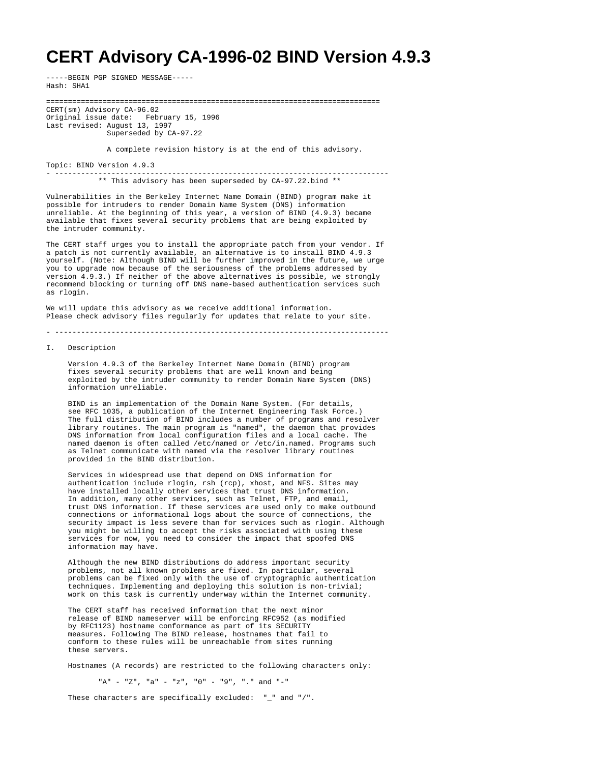# CERT Advisory CA-1996-02 BIND Version 4.9.3

```
-----BEGIN PGP SIGNED MESSAGE-----
Hash: SHA1

=============================================================================
CERT(sm) Advisory CA-96.02
Original issue date:   February 15, 1996
Last revised: August 13, 1997
              Superseded by CA-97.22

              A complete revision history is at the end of this advisory.

Topic: BIND Version 4.9.3
- -----------------------------------------------------------------------------
           ** This advisory has been superseded by CA-97.22.bind **

Vulnerabilities in the Berkeley Internet Name Domain (BIND) program make it
possible for intruders to render Domain Name System (DNS) information
unreliable. At the beginning of this year, a version of BIND (4.9.3) became
available that fixes several security problems that are being exploited by
the intruder community.

The CERT staff urges you to install the appropriate patch from your vendor. If
a patch is not currently available, an alternative is to install BIND 4.9.3
yourself. (Note: Although BIND will be further improved in the future, we urge
you to upgrade now because of the seriousness of the problems addressed by
version 4.9.3.) If neither of the above alternatives is possible, we strongly
recommend blocking or turning off DNS name-based authentication services such
as rlogin.

We will update this advisory as we receive additional information.
Please check advisory files regularly for updates that relate to your site.

- -----------------------------------------------------------------------------

I.   Description

     Version 4.9.3 of the Berkeley Internet Name Domain (BIND) program
     fixes several security problems that are well known and being
     exploited by the intruder community to render Domain Name System (DNS)
     information unreliable.

     BIND is an implementation of the Domain Name System. (For details,
     see RFC 1035, a publication of the Internet Engineering Task Force.)
     The full distribution of BIND includes a number of programs and resolver
     library routines. The main program is "named", the daemon that provides
     DNS information from local configuration files and a local cache. The
     named daemon is often called /etc/named or /etc/in.named. Programs such
     as Telnet communicate with named via the resolver library routines
     provided in the BIND distribution.

     Services in widespread use that depend on DNS information for
     authentication include rlogin, rsh (rcp), xhost, and NFS. Sites may
     have installed locally other services that trust DNS information.
     In addition, many other services, such as Telnet, FTP, and email,
     trust DNS information. If these services are used only to make outbound
     connections or informational logs about the source of connections, the
     security impact is less severe than for services such as rlogin. Although
     you might be willing to accept the risks associated with using these
     services for now, you need to consider the impact that spoofed DNS
     information may have.

     Although the new BIND distributions do address important security
     problems, not all known problems are fixed. In particular, several
     problems can be fixed only with the use of cryptographic authentication
     techniques. Implementing and deploying this solution is non-trivial;
     work on this task is currently underway within the Internet community.

     The CERT staff has received information that the next minor
     release of BIND nameserver will be enforcing RFC952 (as modified
     by RFC1123) hostname conformance as part of its SECURITY
     measures. Following The BIND release, hostnames that fail to
     conform to these rules will be unreachable from sites running
     these servers.

     Hostnames (A records) are restricted to the following characters only:

            "A" - "Z", "a" - "z", "0" - "9", "." and "-"

     These characters are specifically excluded:  "_" and "/".
```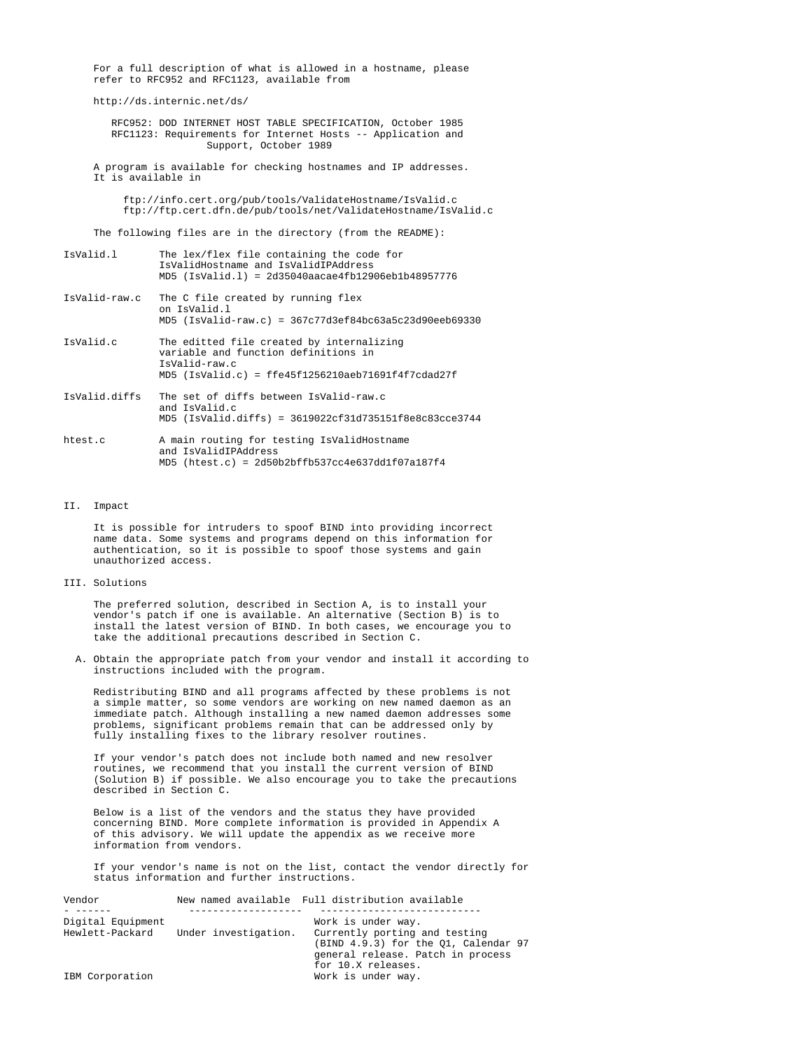For a full description of what is allowed in a hostname, please refer to RFC952 and RFC1123, available from

http://ds.internic.net/ds/

RFC952: DOD INTERNET HOST TABLE SPECIFICATION, October 1985
RFC1123: Requirements for Internet Hosts -- Application and Support, October 1989

A program is available for checking hostnames and IP addresses. It is available in

ftp://info.cert.org/pub/tools/ValidateHostname/IsValid.c
ftp://ftp.cert.dfn.de/pub/tools/net/ValidateHostname/IsValid.c

The following files are in the directory (from the README):

| File | Description |
| --- | --- |
| IsValid.l | The lex/flex file containing the code for IsValidHostname and IsValidIPAddress MD5 (IsValid.l) = 2d35040aacae4fb12906eb1b48957776 |
| IsValid-raw.c | The C file created by running flex on IsValid.l MD5 (IsValid-raw.c) = 367c77d3ef84bc63a5c23d90eeb69330 |
| IsValid.c | The editted file created by internalizing variable and function definitions in IsValid-raw.c MD5 (IsValid.c) = ffe45f1256210aeb71691f4f7cdad27f |
| IsValid.diffs | The set of diffs between IsValid-raw.c and IsValid.c MD5 (IsValid.diffs) = 3619022cf31d735151f8e8c83cce3744 |
| htest.c | A main routing for testing IsValidHostname and IsValidIPAddress MD5 (htest.c) = 2d50b2bffb537cc4e637dd1f07a187f4 |

## II. Impact

It is possible for intruders to spoof BIND into providing incorrect name data. Some systems and programs depend on this information for authentication, so it is possible to spoof those systems and gain unauthorized access.

## III. Solutions

The preferred solution, described in Section A, is to install your vendor's patch if one is available. An alternative (Section B) is to install the latest version of BIND. In both cases, we encourage you to take the additional precautions described in Section C.

A. Obtain the appropriate patch from your vendor and install it according to instructions included with the program.

Redistributing BIND and all programs affected by these problems is not a simple matter, so some vendors are working on new named daemon as an immediate patch. Although installing a new named daemon addresses some problems, significant problems remain that can be addressed only by fully installing fixes to the library resolver routines.

If your vendor's patch does not include both named and new resolver routines, we recommend that you install the current version of BIND (Solution B) if possible. We also encourage you to take the precautions described in Section C.

Below is a list of the vendors and the status they have provided concerning BIND. More complete information is provided in Appendix A of this advisory. We will update the appendix as we receive more information from vendors.

If your vendor's name is not on the list, contact the vendor directly for status information and further instructions.

| Vendor | New named available | Full distribution available |
| --- | --- | --- |
| Digital Equipment | | Work is under way. |
| Hewlett-Packard | Under investigation. | Currently porting and testing (BIND 4.9.3) for the Q1, Calendar 97 general release. Patch in process for 10.X releases. |
| IBM Corporation | | Work is under way. |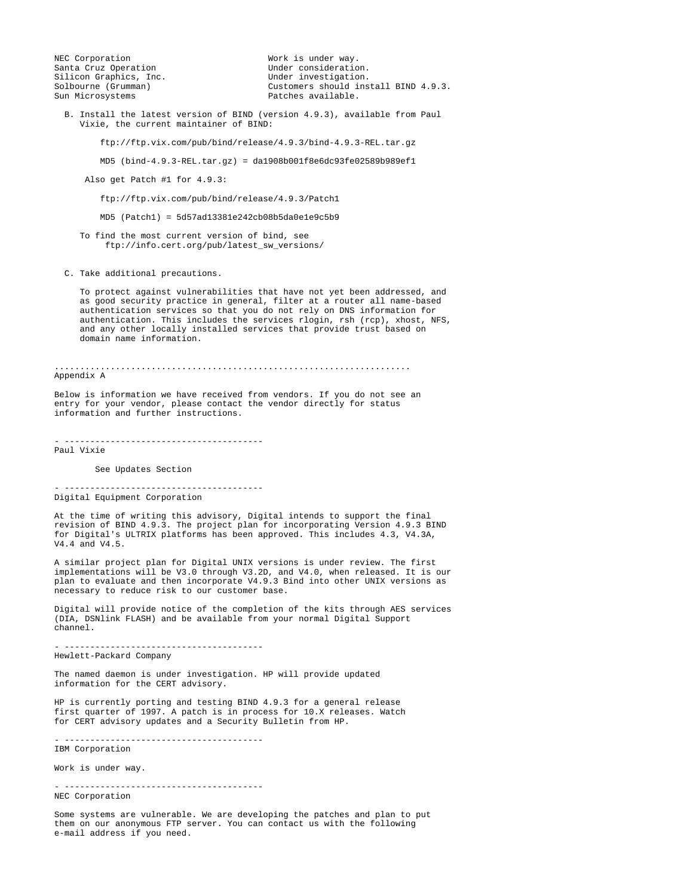| | |
|---|---|
| NEC Corporation | Work is under way. |
| Santa Cruz Operation | Under consideration. |
| Silicon Graphics, Inc. | Under investigation. |
| Solbourne (Grumman) | Customers should install BIND 4.9.3. |
| Sun Microsystems | Patches available. |

B. Install the latest version of BIND (version 4.9.3), available from Paul Vixie, the current maintainer of BIND:

ftp://ftp.vix.com/pub/bind/release/4.9.3/bind-4.9.3-REL.tar.gz

MD5 (bind-4.9.3-REL.tar.gz) = da1908b001f8e6dc93fe02589b989ef1

Also get Patch #1 for 4.9.3:

ftp://ftp.vix.com/pub/bind/release/4.9.3/Patch1

MD5 (Patch1) = 5d57ad13381e242cb08b5da0e1e9c5b9

To find the most current version of bind, see
ftp://info.cert.org/pub/latest_sw_versions/

C. Take additional precautions.

To protect against vulnerabilities that have not yet been addressed, and as good security practice in general, filter at a router all name-based authentication services so that you do not rely on DNS information for authentication. This includes the services rlogin, rsh (rcp), xhost, NFS, and any other locally installed services that provide trust based on domain name information.

.....................................................................

## Appendix A

Below is information we have received from vendors. If you do not see an entry for your vendor, please contact the vendor directly for status information and further instructions.

\- ---------------------------------------

### Paul Vixie

See Updates Section

\- ---------------------------------------

### Digital Equipment Corporation

At the time of writing this advisory, Digital intends to support the final revision of BIND 4.9.3. The project plan for incorporating Version 4.9.3 BIND for Digital's ULTRIX platforms has been approved. This includes 4.3, V4.3A, V4.4 and V4.5.

A similar project plan for Digital UNIX versions is under review. The first implementations will be V3.0 through V3.2D, and V4.0, when released. It is our plan to evaluate and then incorporate V4.9.3 Bind into other UNIX versions as necessary to reduce risk to our customer base.

Digital will provide notice of the completion of the kits through AES services (DIA, DSNlink FLASH) and be available from your normal Digital Support channel.

\- ---------------------------------------

### Hewlett-Packard Company

The named daemon is under investigation. HP will provide updated information for the CERT advisory.

HP is currently porting and testing BIND 4.9.3 for a general release first quarter of 1997. A patch is in process for 10.X releases. Watch for CERT advisory updates and a Security Bulletin from HP.

\- ---------------------------------------

### IBM Corporation

Work is under way.

\- ---------------------------------------

### NEC Corporation

Some systems are vulnerable. We are developing the patches and plan to put them on our anonymous FTP server. You can contact us with the following e-mail address if you need.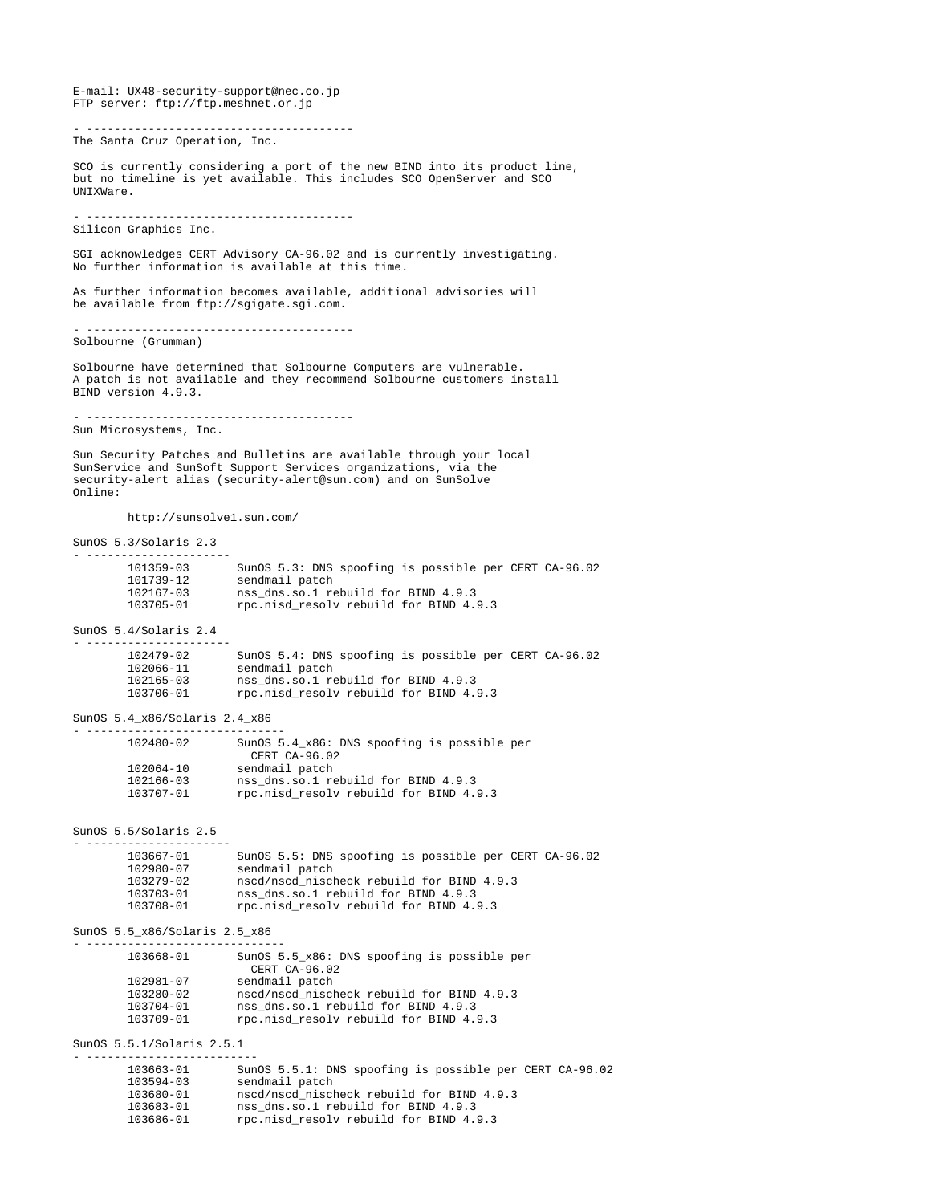E-mail: UX48-security-support@nec.co.jp
FTP server: ftp://ftp.meshnet.or.jp

\- ---------------------------------------
The Santa Cruz Operation, Inc.

SCO is currently considering a port of the new BIND into its product line,
but no timeline is yet available. This includes SCO OpenServer and SCO
UNIXWare.

\- ---------------------------------------
Silicon Graphics Inc.

SGI acknowledges CERT Advisory CA-96.02 and is currently investigating.
No further information is available at this time.

As further information becomes available, additional advisories will
be available from ftp://sgigate.sgi.com.

\- ---------------------------------------
Solbourne (Grumman)

Solbourne have determined that Solbourne Computers are vulnerable.
A patch is not available and they recommend Solbourne customers install
BIND version 4.9.3.

\- ---------------------------------------
Sun Microsystems, Inc.

Sun Security Patches and Bulletins are available through your local
SunService and SunSoft Support Services organizations, via the
security-alert alias (security-alert@sun.com) and on SunSolve
Online:

```
        http://sunsolve1.sun.com/

SunOS 5.3/Solaris 2.3
- ---------------------
        101359-03       SunOS 5.3: DNS spoofing is possible per CERT CA-96.02
        101739-12       sendmail patch
        102167-03       nss_dns.so.1 rebuild for BIND 4.9.3
        103705-01       rpc.nisd_resolv rebuild for BIND 4.9.3

SunOS 5.4/Solaris 2.4
- ---------------------
        102479-02       SunOS 5.4: DNS spoofing is possible per CERT CA-96.02
        102066-11       sendmail patch
        102165-03       nss_dns.so.1 rebuild for BIND 4.9.3
        103706-01       rpc.nisd_resolv rebuild for BIND 4.9.3

SunOS 5.4_x86/Solaris 2.4_x86
- -----------------------------
        102480-02       SunOS 5.4_x86: DNS spoofing is possible per
                          CERT CA-96.02
        102064-10       sendmail patch
        102166-03       nss_dns.so.1 rebuild for BIND 4.9.3
        103707-01       rpc.nisd_resolv rebuild for BIND 4.9.3


SunOS 5.5/Solaris 2.5
- ---------------------
        103667-01       SunOS 5.5: DNS spoofing is possible per CERT CA-96.02
        102980-07       sendmail patch
        103279-02       nscd/nscd_nischeck rebuild for BIND 4.9.3
        103703-01       nss_dns.so.1 rebuild for BIND 4.9.3
        103708-01       rpc.nisd_resolv rebuild for BIND 4.9.3

SunOS 5.5_x86/Solaris 2.5_x86
- -----------------------------
        103668-01       SunOS 5.5_x86: DNS spoofing is possible per
                          CERT CA-96.02
        102981-07       sendmail patch
        103280-02       nscd/nscd_nischeck rebuild for BIND 4.9.3
        103704-01       nss_dns.so.1 rebuild for BIND 4.9.3
        103709-01       rpc.nisd_resolv rebuild for BIND 4.9.3

SunOS 5.5.1/Solaris 2.5.1
- -------------------------
        103663-01       SunOS 5.5.1: DNS spoofing is possible per CERT CA-96.02
        103594-03       sendmail patch
        103680-01       nscd/nscd_nischeck rebuild for BIND 4.9.3
        103683-01       nss_dns.so.1 rebuild for BIND 4.9.3
        103686-01       rpc.nisd_resolv rebuild for BIND 4.9.3
```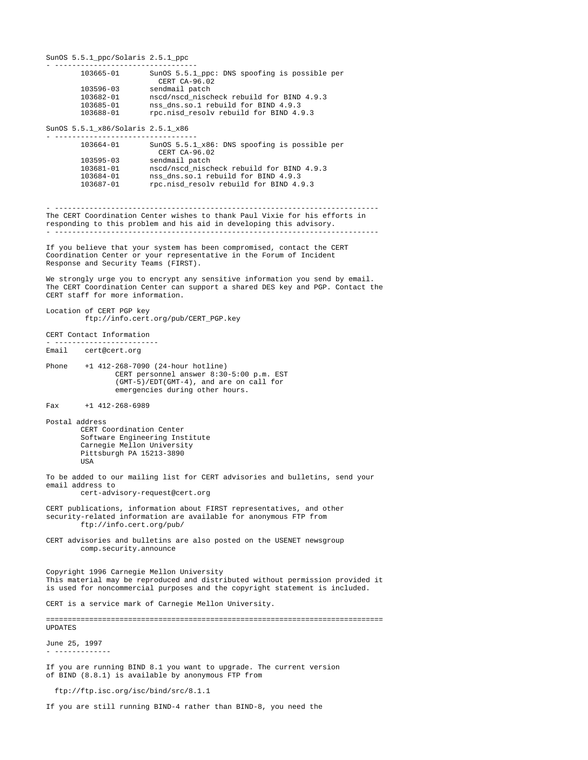SunOS 5.5.1_ppc/Solaris 2.5.1_ppc

```
- ---------------------------------
        103665-01       SunOS 5.5.1_ppc: DNS spoofing is possible per
                          CERT CA-96.02
        103596-03       sendmail patch
        103682-01       nscd/nscd_nischeck rebuild for BIND 4.9.3
        103685-01       nss_dns.so.1 rebuild for BIND 4.9.3
        103688-01       rpc.nisd_resolv rebuild for BIND 4.9.3
```

SunOS 5.5.1_x86/Solaris 2.5.1_x86

```
- ---------------------------------
        103664-01       SunOS 5.5.1_x86: DNS spoofing is possible per
                          CERT CA-96.02
        103595-03       sendmail patch
        103681-01       nscd/nscd_nischeck rebuild for BIND 4.9.3
        103684-01       nss_dns.so.1 rebuild for BIND 4.9.3
        103687-01       rpc.nisd_resolv rebuild for BIND 4.9.3
```

- ---------------------------------------------------------------------------

The CERT Coordination Center wishes to thank Paul Vixie for his efforts in responding to this problem and his aid in developing this advisory.

- ---------------------------------------------------------------------------

If you believe that your system has been compromised, contact the CERT Coordination Center or your representative in the Forum of Incident Response and Security Teams (FIRST).

We strongly urge you to encrypt any sensitive information you send by email. The CERT Coordination Center can support a shared DES key and PGP. Contact the CERT staff for more information.

Location of CERT PGP key
ftp://info.cert.org/pub/CERT_PGP.key

CERT Contact Information

- ------------------------

Email    cert@cert.org

Phone    +1 412-268-7090 (24-hour hotline)
CERT personnel answer 8:30-5:00 p.m. EST
(GMT-5)/EDT(GMT-4), and are on call for
emergencies during other hours.

Fax      +1 412-268-6989

Postal address
CERT Coordination Center
Software Engineering Institute
Carnegie Mellon University
Pittsburgh PA 15213-3890
USA

To be added to our mailing list for CERT advisories and bulletins, send your email address to
cert-advisory-request@cert.org

CERT publications, information about FIRST representatives, and other security-related information are available for anonymous FTP from
ftp://info.cert.org/pub/

CERT advisories and bulletins are also posted on the USENET newsgroup
comp.security.announce

Copyright 1996 Carnegie Mellon University
This material may be reproduced and distributed without permission provided it is used for noncommercial purposes and the copyright statement is included.

CERT is a service mark of Carnegie Mellon University.

==============================================================================

UPDATES

June 25, 1997

- -------------

If you are running BIND 8.1 you want to upgrade. The current version of BIND (8.8.1) is available by anonymous FTP from

ftp://ftp.isc.org/isc/bind/src/8.1.1

If you are still running BIND-4 rather than BIND-8, you need the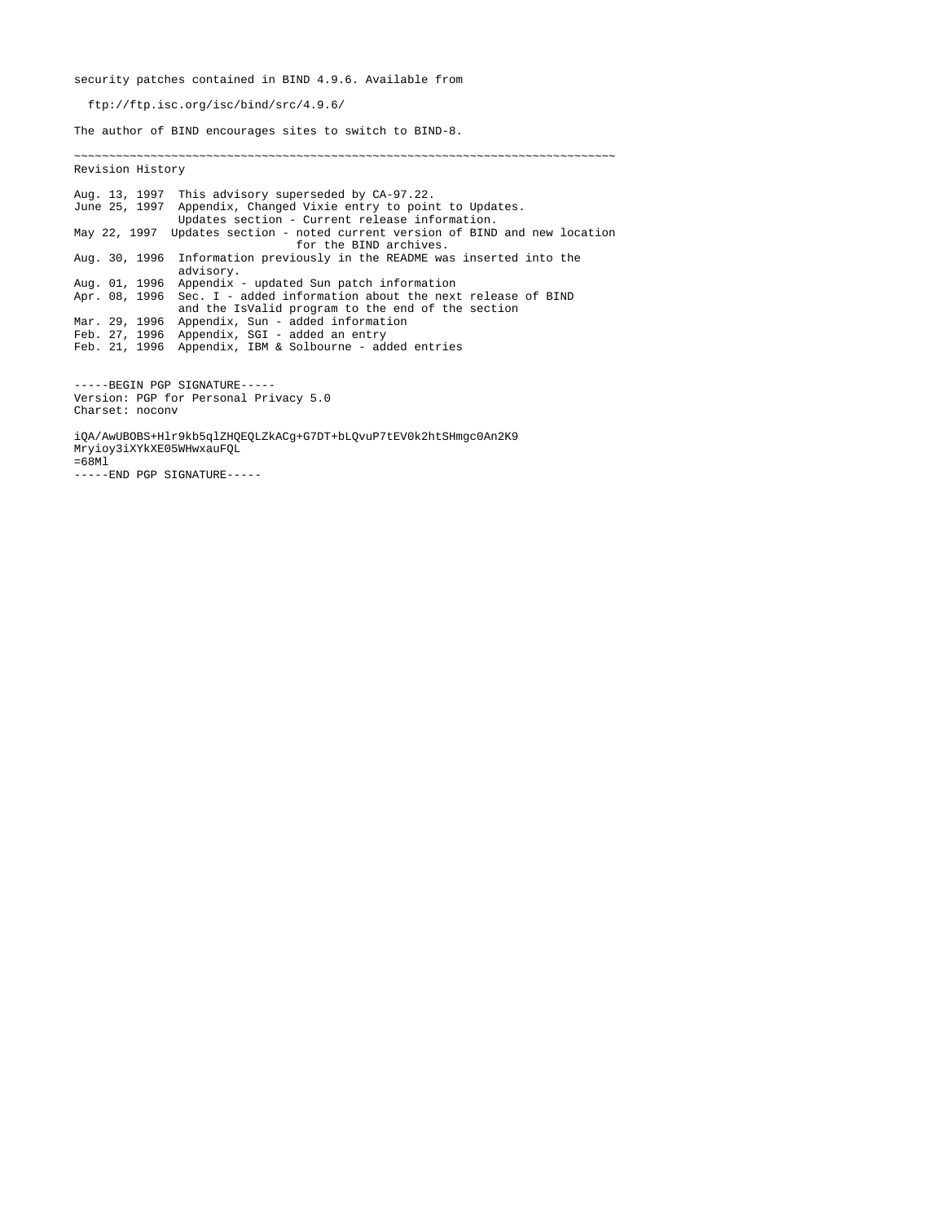security patches contained in BIND 4.9.6. Available from

ftp://ftp.isc.org/isc/bind/src/4.9.6/

The author of BIND encourages sites to switch to BIND-8.

~~~~~~~~~~~~~~~~~~~~~~~~~~~~~~~~~~~~~~~~~~~~~~~~~~~~~~~~~~~~~~~~~~~~~~~~~~~~~~

Revision History

```
Aug. 13, 1997  This advisory superseded by CA-97.22.
June 25, 1997  Appendix, Changed Vixie entry to point to Updates.
               Updates section - Current release information.
May 22, 1997  Updates section - noted current version of BIND and new location
                                for the BIND archives.
Aug. 30, 1996  Information previously in the README was inserted into the
               advisory.
Aug. 01, 1996  Appendix - updated Sun patch information
Apr. 08, 1996  Sec. I - added information about the next release of BIND
               and the IsValid program to the end of the section
Mar. 29, 1996  Appendix, Sun - added information
Feb. 27, 1996  Appendix, SGI - added an entry
Feb. 21, 1996  Appendix, IBM & Solbourne - added entries
```

```
-----BEGIN PGP SIGNATURE-----
Version: PGP for Personal Privacy 5.0
Charset: noconv

iQA/AwUBOBS+Hlr9kb5qlZHQEQLZkACg+G7DT+bLQvuP7tEV0k2htSHmgc0An2K9
Mryioy3iXYkXE05WHwxauFQL
=68Ml
-----END PGP SIGNATURE-----
```